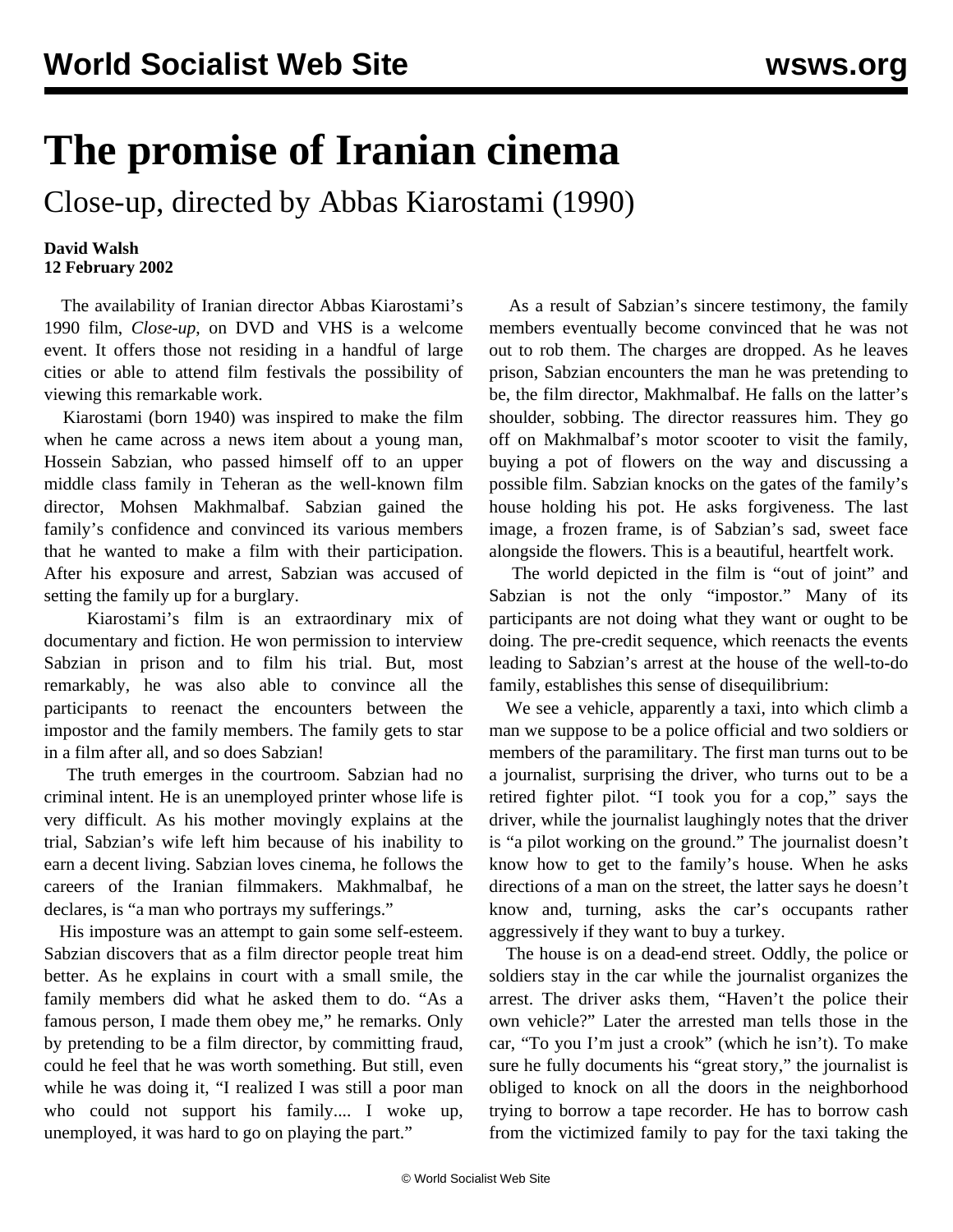# The promise of Iranian cinema

## Close-up, directed by Abbas Kiarostami (1990)

**David Walsh**
**12 February 2002**

The availability of Iranian director Abbas Kiarostami's 1990 film, *Close-up*, on DVD and VHS is a welcome event. It offers those not residing in a handful of large cities or able to attend film festivals the possibility of viewing this remarkable work.

Kiarostami (born 1940) was inspired to make the film when he came across a news item about a young man, Hossein Sabzian, who passed himself off to an upper middle class family in Teheran as the well-known film director, Mohsen Makhmalbaf. Sabzian gained the family's confidence and convinced its various members that he wanted to make a film with their participation. After his exposure and arrest, Sabzian was accused of setting the family up for a burglary.

Kiarostami's film is an extraordinary mix of documentary and fiction. He won permission to interview Sabzian in prison and to film his trial. But, most remarkably, he was also able to convince all the participants to reenact the encounters between the impostor and the family members. The family gets to star in a film after all, and so does Sabzian!

The truth emerges in the courtroom. Sabzian had no criminal intent. He is an unemployed printer whose life is very difficult. As his mother movingly explains at the trial, Sabzian's wife left him because of his inability to earn a decent living. Sabzian loves cinema, he follows the careers of the Iranian filmmakers. Makhmalbaf, he declares, is "a man who portrays my sufferings."

His imposture was an attempt to gain some self-esteem. Sabzian discovers that as a film director people treat him better. As he explains in court with a small smile, the family members did what he asked them to do. "As a famous person, I made them obey me," he remarks. Only by pretending to be a film director, by committing fraud, could he feel that he was worth something. But still, even while he was doing it, "I realized I was still a poor man who could not support his family.... I woke up, unemployed, it was hard to go on playing the part."

As a result of Sabzian's sincere testimony, the family members eventually become convinced that he was not out to rob them. The charges are dropped. As he leaves prison, Sabzian encounters the man he was pretending to be, the film director, Makhmalbaf. He falls on the latter's shoulder, sobbing. The director reassures him. They go off on Makhmalbaf's motor scooter to visit the family, buying a pot of flowers on the way and discussing a possible film. Sabzian knocks on the gates of the family's house holding his pot. He asks forgiveness. The last image, a frozen frame, is of Sabzian's sad, sweet face alongside the flowers. This is a beautiful, heartfelt work.

The world depicted in the film is "out of joint" and Sabzian is not the only "impostor." Many of its participants are not doing what they want or ought to be doing. The pre-credit sequence, which reenacts the events leading to Sabzian's arrest at the house of the well-to-do family, establishes this sense of disequilibrium:

We see a vehicle, apparently a taxi, into which climb a man we suppose to be a police official and two soldiers or members of the paramilitary. The first man turns out to be a journalist, surprising the driver, who turns out to be a retired fighter pilot. "I took you for a cop," says the driver, while the journalist laughingly notes that the driver is "a pilot working on the ground." The journalist doesn't know how to get to the family's house. When he asks directions of a man on the street, the latter says he doesn't know and, turning, asks the car's occupants rather aggressively if they want to buy a turkey.

The house is on a dead-end street. Oddly, the police or soldiers stay in the car while the journalist organizes the arrest. The driver asks them, "Haven't the police their own vehicle?" Later the arrested man tells those in the car, "To you I'm just a crook" (which he isn't). To make sure he fully documents his "great story," the journalist is obliged to knock on all the doors in the neighborhood trying to borrow a tape recorder. He has to borrow cash from the victimized family to pay for the taxi taking the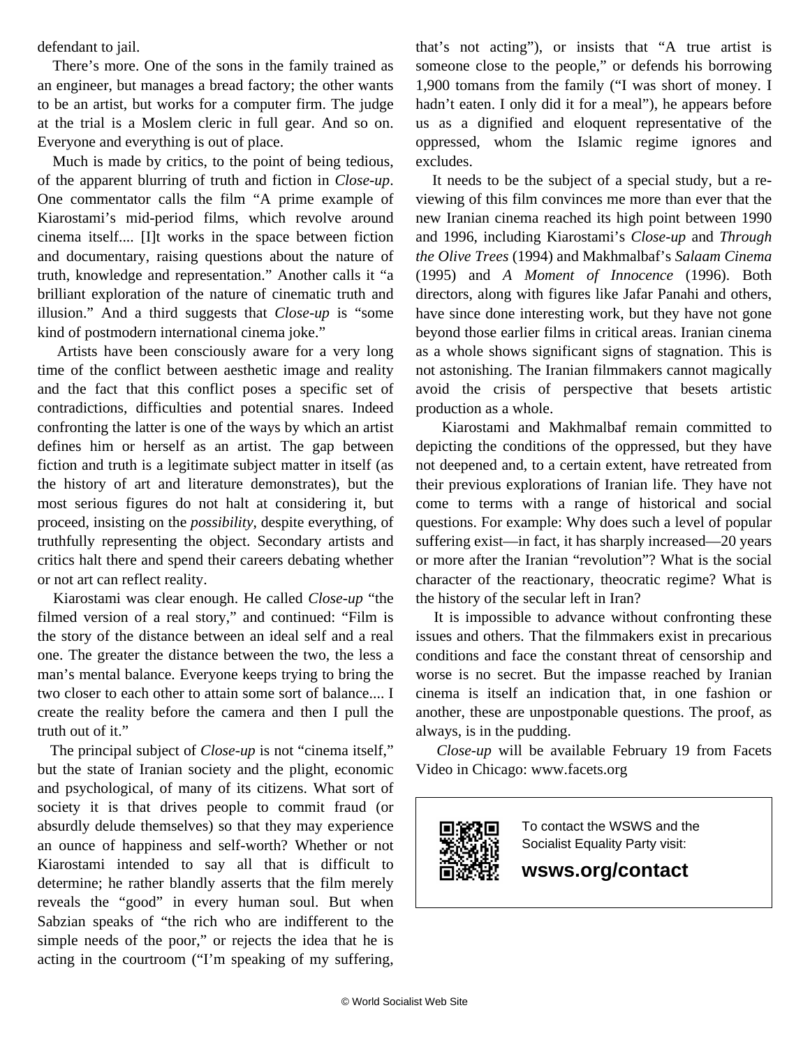defendant to jail.

There's more. One of the sons in the family trained as an engineer, but manages a bread factory; the other wants to be an artist, but works for a computer firm. The judge at the trial is a Moslem cleric in full gear. And so on. Everyone and everything is out of place.

Much is made by critics, to the point of being tedious, of the apparent blurring of truth and fiction in *Close-up*. One commentator calls the film "A prime example of Kiarostami's mid-period films, which revolve around cinema itself.... [I]t works in the space between fiction and documentary, raising questions about the nature of truth, knowledge and representation." Another calls it "a brilliant exploration of the nature of cinematic truth and illusion." And a third suggests that *Close-up* is "some kind of postmodern international cinema joke."

Artists have been consciously aware for a very long time of the conflict between aesthetic image and reality and the fact that this conflict poses a specific set of contradictions, difficulties and potential snares. Indeed confronting the latter is one of the ways by which an artist defines him or herself as an artist. The gap between fiction and truth is a legitimate subject matter in itself (as the history of art and literature demonstrates), but the most serious figures do not halt at considering it, but proceed, insisting on the *possibility*, despite everything, of truthfully representing the object. Secondary artists and critics halt there and spend their careers debating whether or not art can reflect reality.

Kiarostami was clear enough. He called *Close-up* "the filmed version of a real story," and continued: "Film is the story of the distance between an ideal self and a real one. The greater the distance between the two, the less a man's mental balance. Everyone keeps trying to bring the two closer to each other to attain some sort of balance.... I create the reality before the camera and then I pull the truth out of it."

The principal subject of *Close-up* is not "cinema itself," but the state of Iranian society and the plight, economic and psychological, of many of its citizens. What sort of society it is that drives people to commit fraud (or absurdly delude themselves) so that they may experience an ounce of happiness and self-worth? Whether or not Kiarostami intended to say all that is difficult to determine; he rather blandly asserts that the film merely reveals the "good" in every human soul. But when Sabzian speaks of "the rich who are indifferent to the simple needs of the poor," or rejects the idea that he is acting in the courtroom ("I'm speaking of my suffering, that's not acting"), or insists that "A true artist is someone close to the people," or defends his borrowing 1,900 tomans from the family ("I was short of money. I hadn't eaten. I only did it for a meal"), he appears before us as a dignified and eloquent representative of the oppressed, whom the Islamic regime ignores and excludes.

It needs to be the subject of a special study, but a re-viewing of this film convinces me more than ever that the new Iranian cinema reached its high point between 1990 and 1996, including Kiarostami's *Close-up* and *Through the Olive Trees* (1994) and Makhmalbaf's *Salaam Cinema* (1995) and *A Moment of Innocence* (1996). Both directors, along with figures like Jafar Panahi and others, have since done interesting work, but they have not gone beyond those earlier films in critical areas. Iranian cinema as a whole shows significant signs of stagnation. This is not astonishing. The Iranian filmmakers cannot magically avoid the crisis of perspective that besets artistic production as a whole.

Kiarostami and Makhmalbaf remain committed to depicting the conditions of the oppressed, but they have not deepened and, to a certain extent, have retreated from their previous explorations of Iranian life. They have not come to terms with a range of historical and social questions. For example: Why does such a level of popular suffering exist—in fact, it has sharply increased—20 years or more after the Iranian "revolution"? What is the social character of the reactionary, theocratic regime? What is the history of the secular left in Iran?

It is impossible to advance without confronting these issues and others. That the filmmakers exist in precarious conditions and face the constant threat of censorship and worse is no secret. But the impasse reached by Iranian cinema is itself an indication that, in one fashion or another, these are unpostponable questions. The proof, as always, is in the pudding.

*Close-up* will be available February 19 from Facets Video in Chicago: www.facets.org

To contact the WSWS and the Socialist Equality Party visit:

**wsws.org/contact**